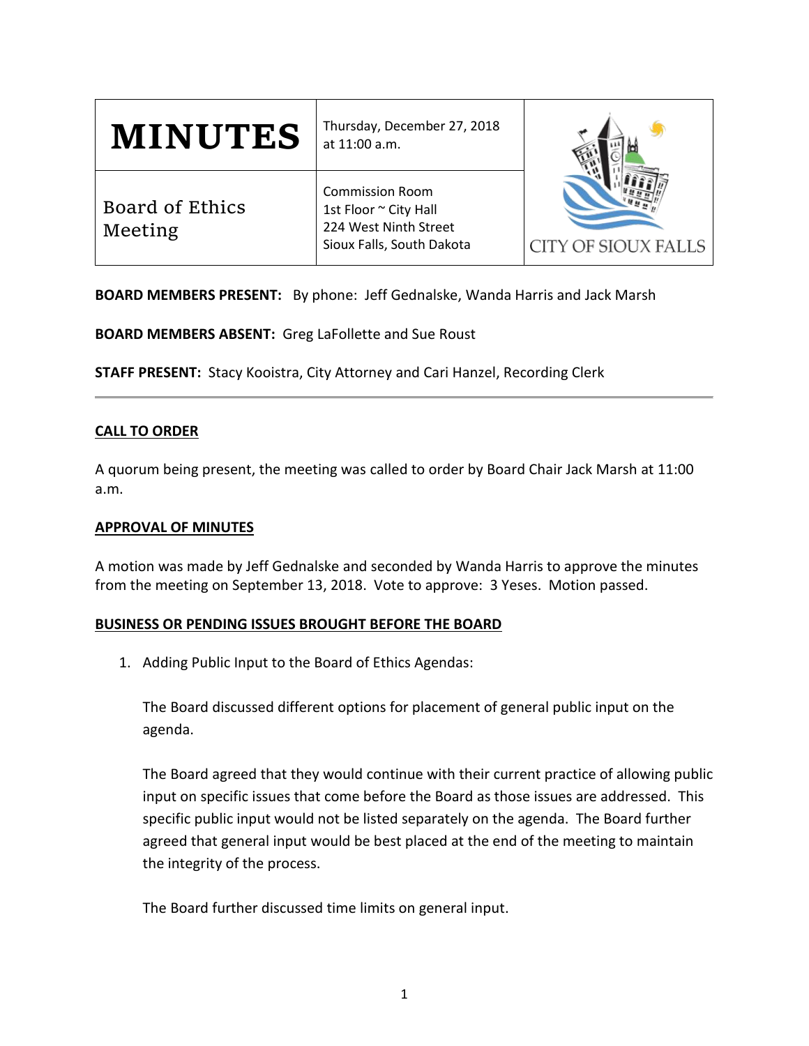| MINUTES | Thursday, December 27, 2018 at 11:00 a.m. | CITY OF SIOUX FALLS |
|---|---|---|
| Board of Ethics Meeting | Commission Room<br>1st Floor ~ City Hall<br>224 West Ninth Street<br>Sioux Falls, South Dakota | |

**BOARD MEMBERS PRESENT:** By phone: Jeff Gednalske, Wanda Harris and Jack Marsh

**BOARD MEMBERS ABSENT:** Greg LaFollette and Sue Roust

**STAFF PRESENT:** Stacy Kooistra, City Attorney and Cari Hanzel, Recording Clerk

---

**CALL TO ORDER**

A quorum being present, the meeting was called to order by Board Chair Jack Marsh at 11:00 a.m.

**APPROVAL OF MINUTES**

A motion was made by Jeff Gednalske and seconded by Wanda Harris to approve the minutes from the meeting on September 13, 2018. Vote to approve: 3 Yeses. Motion passed.

**BUSINESS OR PENDING ISSUES BROUGHT BEFORE THE BOARD**

1. Adding Public Input to the Board of Ethics Agendas:

   The Board discussed different options for placement of general public input on the agenda.

   The Board agreed that they would continue with their current practice of allowing public input on specific issues that come before the Board as those issues are addressed. This specific public input would not be listed separately on the agenda. The Board further agreed that general input would be best placed at the end of the meeting to maintain the integrity of the process.

   The Board further discussed time limits on general input.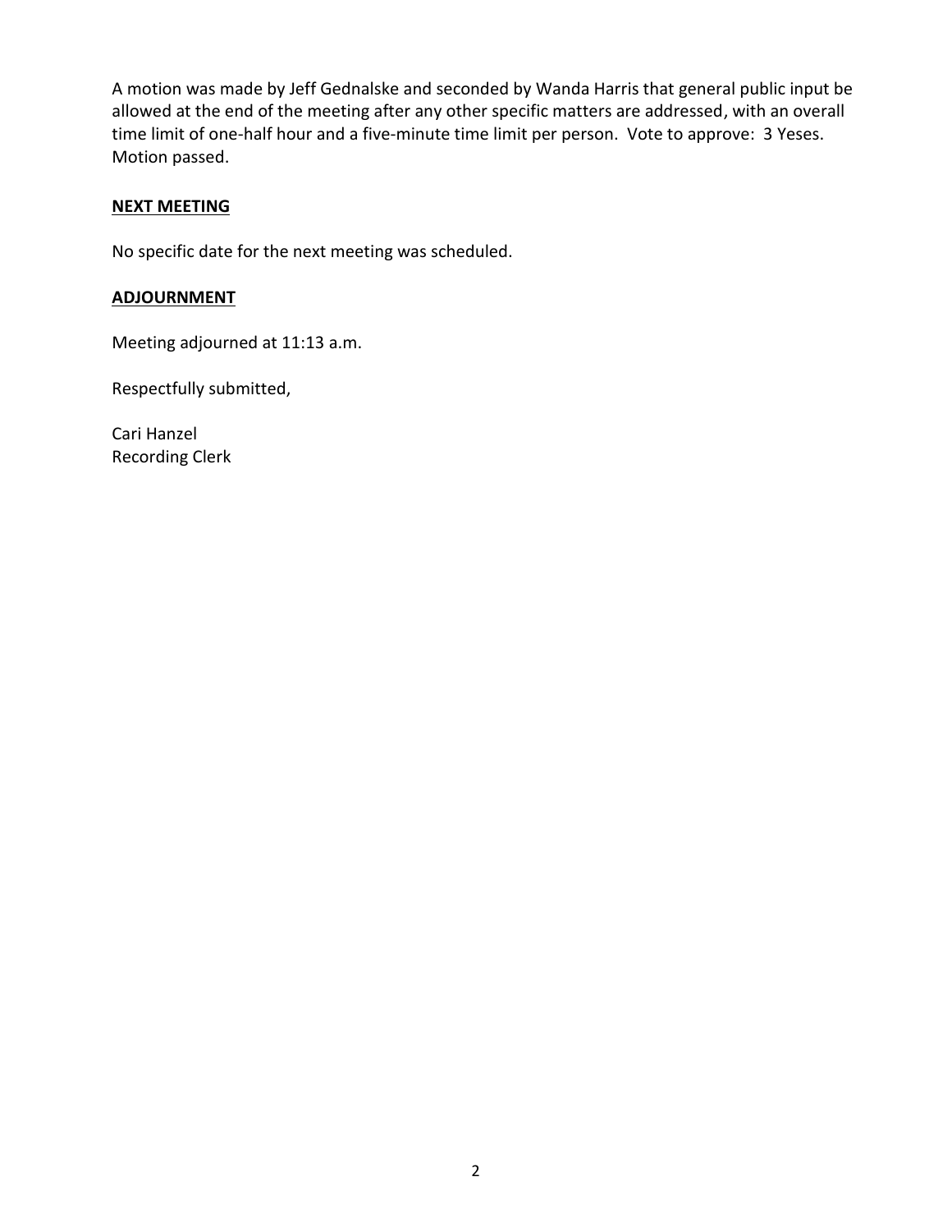A motion was made by Jeff Gednalske and seconded by Wanda Harris that general public input be allowed at the end of the meeting after any other specific matters are addressed, with an overall time limit of one-half hour and a five-minute time limit per person. Vote to approve: 3 Yeses. Motion passed.

**NEXT MEETING**

No specific date for the next meeting was scheduled.

**ADJOURNMENT**

Meeting adjourned at 11:13 a.m.

Respectfully submitted,

Cari Hanzel
Recording Clerk